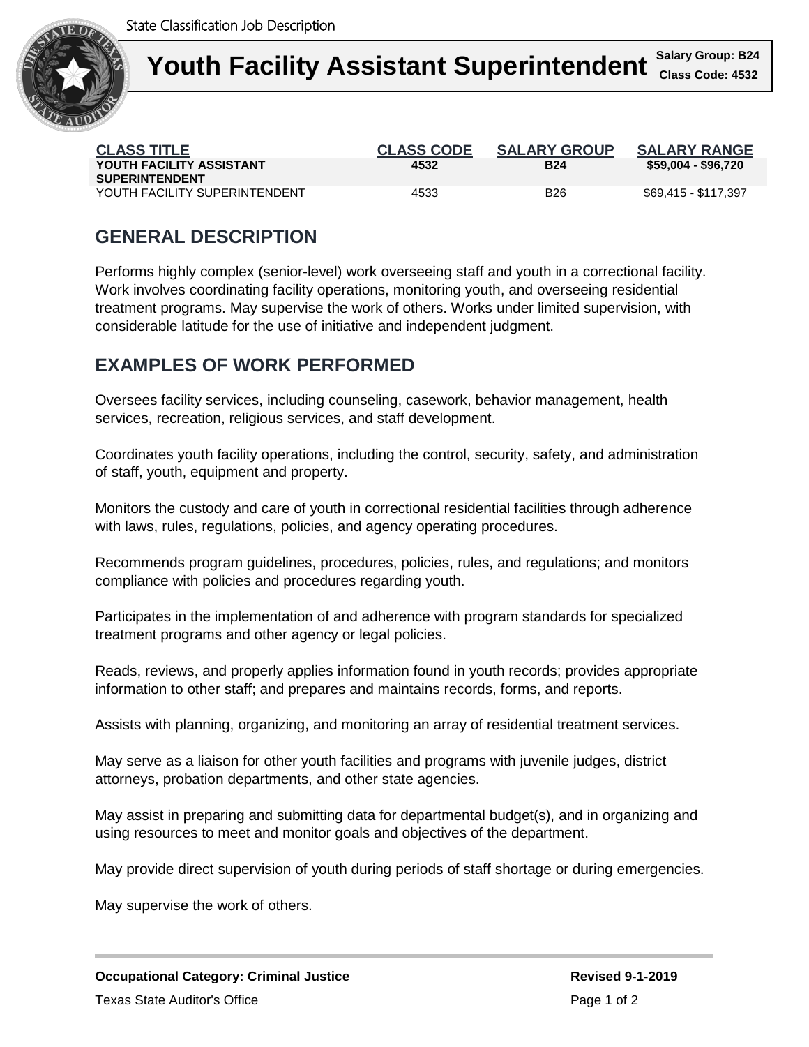State Classification Job Description

# Youth Facility Assistant Superintendent

**Salary Group: B24**
**Class Code: 4532**

| CLASS TITLE | CLASS CODE | SALARY GROUP | SALARY RANGE |
| --- | --- | --- | --- |
| **YOUTH FACILITY ASSISTANT SUPERINTENDENT** | **4532** | **B24** | **$59,004 - $96,720** |
| YOUTH FACILITY SUPERINTENDENT | 4533 | B26 | $69,415 - $117,397 |

## GENERAL DESCRIPTION

Performs highly complex (senior-level) work overseeing staff and youth in a correctional facility. Work involves coordinating facility operations, monitoring youth, and overseeing residential treatment programs. May supervise the work of others. Works under limited supervision, with considerable latitude for the use of initiative and independent judgment.

## EXAMPLES OF WORK PERFORMED

Oversees facility services, including counseling, casework, behavior management, health services, recreation, religious services, and staff development.

Coordinates youth facility operations, including the control, security, safety, and administration of staff, youth, equipment and property.

Monitors the custody and care of youth in correctional residential facilities through adherence with laws, rules, regulations, policies, and agency operating procedures.

Recommends program guidelines, procedures, policies, rules, and regulations; and monitors compliance with policies and procedures regarding youth.

Participates in the implementation of and adherence with program standards for specialized treatment programs and other agency or legal policies.

Reads, reviews, and properly applies information found in youth records; provides appropriate information to other staff; and prepares and maintains records, forms, and reports.

Assists with planning, organizing, and monitoring an array of residential treatment services.

May serve as a liaison for other youth facilities and programs with juvenile judges, district attorneys, probation departments, and other state agencies.

May assist in preparing and submitting data for departmental budget(s), and in organizing and using resources to meet and monitor goals and objectives of the department.

May provide direct supervision of youth during periods of staff shortage or during emergencies.

May supervise the work of others.

**Occupational Category: Criminal Justice**

**Revised 9-1-2019**

Texas State Auditor's Office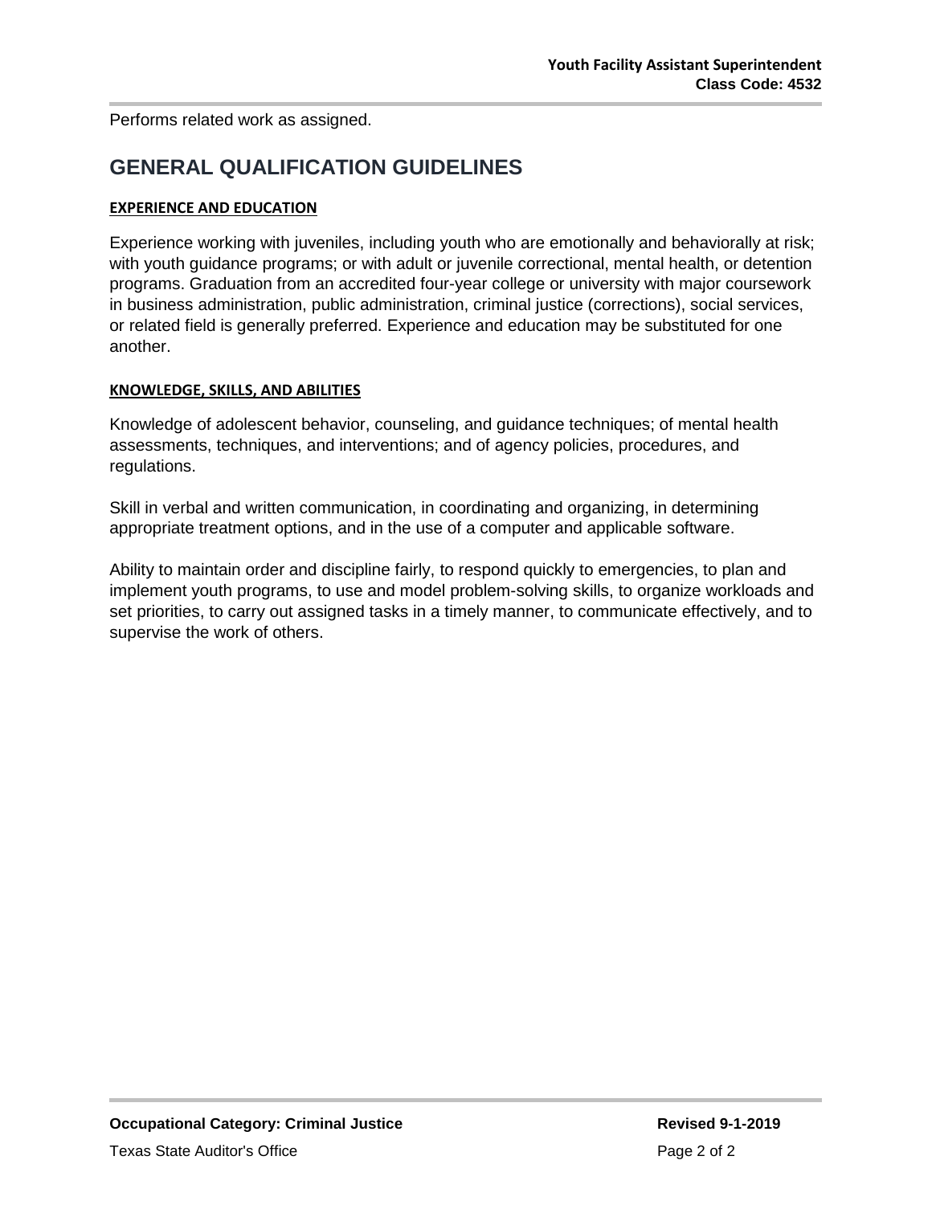Performs related work as assigned.

## GENERAL QUALIFICATION GUIDELINES

### EXPERIENCE AND EDUCATION

Experience working with juveniles, including youth who are emotionally and behaviorally at risk; with youth guidance programs; or with adult or juvenile correctional, mental health, or detention programs. Graduation from an accredited four-year college or university with major coursework in business administration, public administration, criminal justice (corrections), social services, or related field is generally preferred. Experience and education may be substituted for one another.

### KNOWLEDGE, SKILLS, AND ABILITIES

Knowledge of adolescent behavior, counseling, and guidance techniques; of mental health assessments, techniques, and interventions; and of agency policies, procedures, and regulations.

Skill in verbal and written communication, in coordinating and organizing, in determining appropriate treatment options, and in the use of a computer and applicable software.

Ability to maintain order and discipline fairly, to respond quickly to emergencies, to plan and implement youth programs, to use and model problem-solving skills, to organize workloads and set priorities, to carry out assigned tasks in a timely manner, to communicate effectively, and to supervise the work of others.